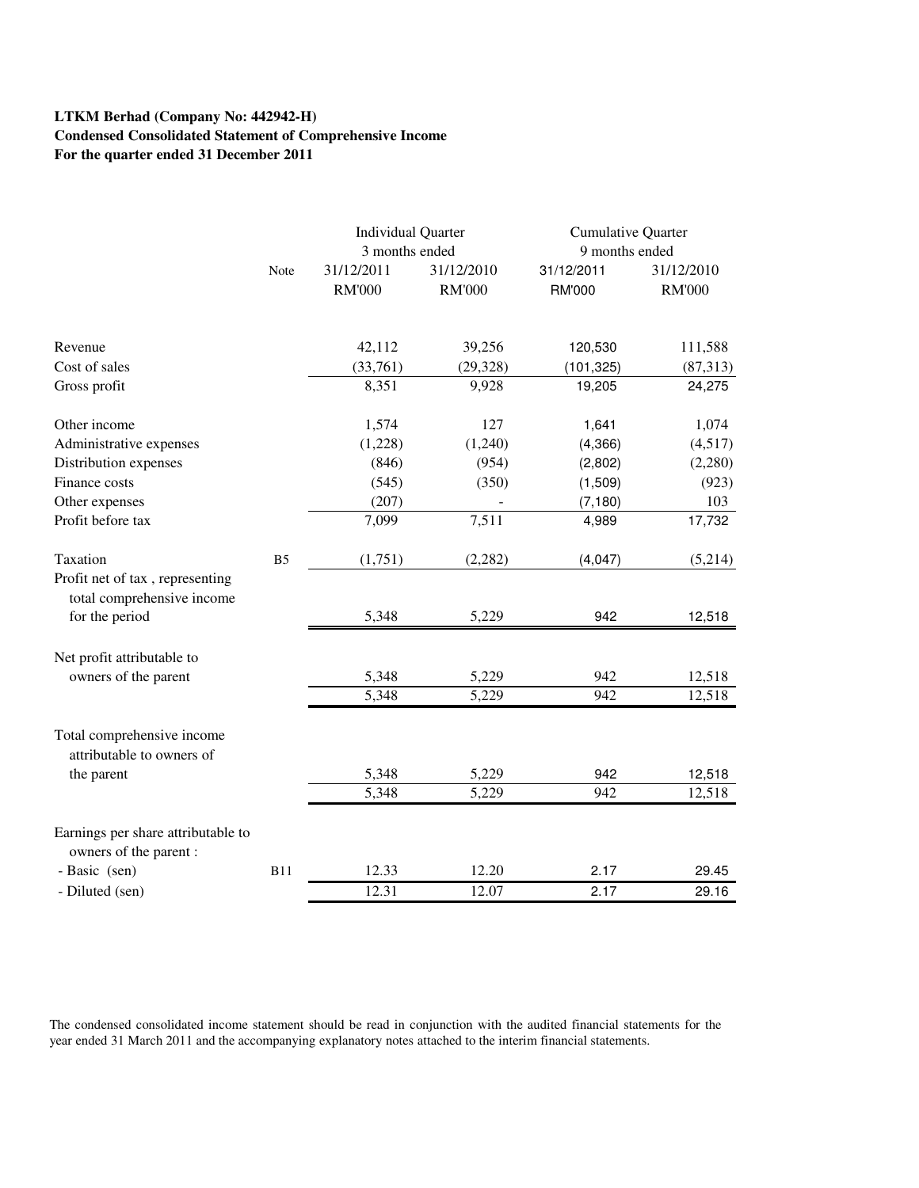**LTKM Berhad (Company No: 442942-H)**
**Condensed Consolidated Statement of Comprehensive Income**
**For the quarter ended 31 December 2011**

| | Note | Individual Quarter 3 months ended | | Cumulative Quarter 9 months ended | |
|---|---|---|---|---|---|
| | | 31/12/2011 RM'000 | 31/12/2010 RM'000 | 31/12/2011 RM'000 | 31/12/2010 RM'000 |
| Revenue | | 42,112 | 39,256 | 120,530 | 111,588 |
| Cost of sales | | (33,761) | (29,328) | (101,325) | (87,313) |
| Gross profit | | 8,351 | 9,928 | 19,205 | 24,275 |
| Other income | | 1,574 | 127 | 1,641 | 1,074 |
| Administrative expenses | | (1,228) | (1,240) | (4,366) | (4,517) |
| Distribution expenses | | (846) | (954) | (2,802) | (2,280) |
| Finance costs | | (545) | (350) | (1,509) | (923) |
| Other expenses | | (207) | - | (7,180) | 103 |
| Profit before tax | | 7,099 | 7,511 | 4,989 | 17,732 |
| Taxation | B5 | (1,751) | (2,282) | (4,047) | (5,214) |
| Profit net of tax , representing total comprehensive income for the period | | 5,348 | 5,229 | 942 | 12,518 |
| Net profit attributable to owners of the parent | | 5,348 | 5,229 | 942 | 12,518 |
| | | 5,348 | 5,229 | 942 | 12,518 |
| Total comprehensive income attributable to owners of the parent | | 5,348 | 5,229 | 942 | 12,518 |
| | | 5,348 | 5,229 | 942 | 12,518 |
| Earnings per share attributable to owners of the parent : | | | | | |
| - Basic (sen) | B11 | 12.33 | 12.20 | 2.17 | 29.45 |
| - Diluted (sen) | | 12.31 | 12.07 | 2.17 | 29.16 |

The condensed consolidated income statement should be read in conjunction with the audited financial statements for the year ended 31 March 2011 and the accompanying explanatory notes attached to the interim financial statements.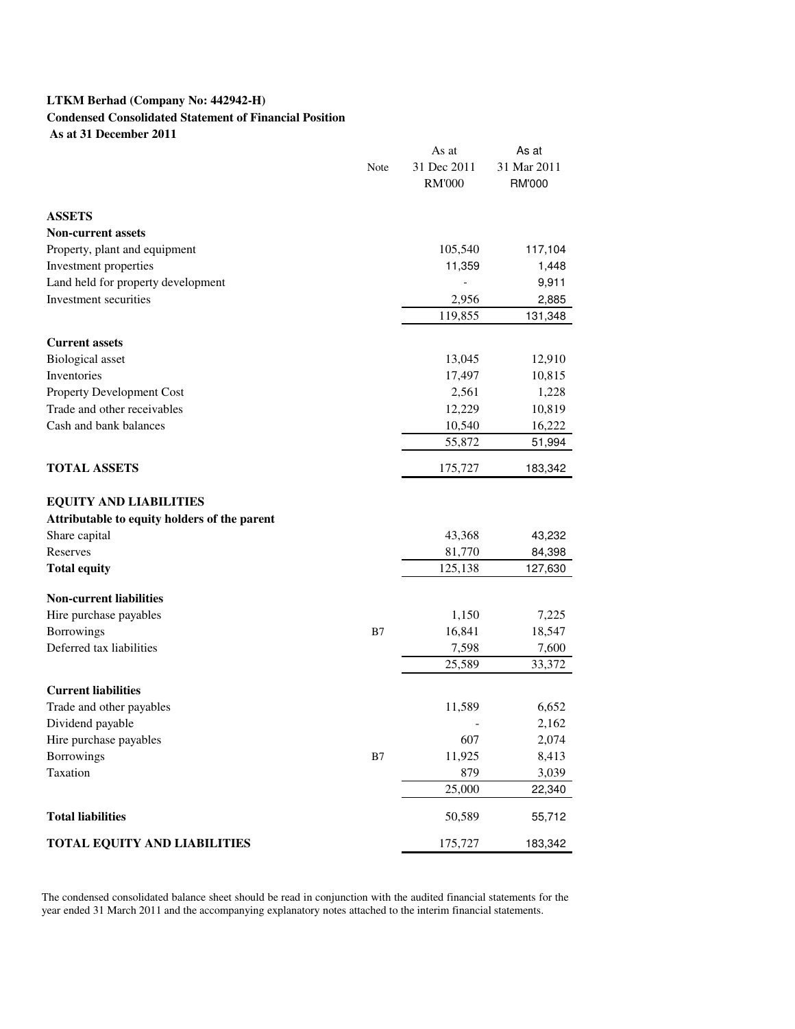**LTKM Berhad (Company No: 442942-H)**

**Condensed Consolidated Statement of Financial Position**

**As at 31 December 2011**

| | Note | As at 31 Dec 2011 RM'000 | As at 31 Mar 2011 RM'000 |
|---|---|---|---|
| **ASSETS** | | | |
| **Non-current assets** | | | |
| Property, plant and equipment | | 105,540 | 117,104 |
| Investment properties | | 11,359 | 1,448 |
| Land held for property development | | - | 9,911 |
| Investment securities | | 2,956 | 2,885 |
| | | 119,855 | 131,348 |
| **Current assets** | | | |
| Biological asset | | 13,045 | 12,910 |
| Inventories | | 17,497 | 10,815 |
| Property Development Cost | | 2,561 | 1,228 |
| Trade and other receivables | | 12,229 | 10,819 |
| Cash and bank balances | | 10,540 | 16,222 |
| | | 55,872 | 51,994 |
| **TOTAL ASSETS** | | 175,727 | 183,342 |
| **EQUITY AND LIABILITIES** | | | |
| **Attributable to equity holders of the parent** | | | |
| Share capital | | 43,368 | 43,232 |
| Reserves | | 81,770 | 84,398 |
| **Total equity** | | 125,138 | 127,630 |
| **Non-current liabilities** | | | |
| Hire purchase payables | | 1,150 | 7,225 |
| Borrowings | B7 | 16,841 | 18,547 |
| Deferred tax liabilities | | 7,598 | 7,600 |
| | | 25,589 | 33,372 |
| **Current liabilities** | | | |
| Trade and other payables | | 11,589 | 6,652 |
| Dividend payable | | - | 2,162 |
| Hire purchase payables | | 607 | 2,074 |
| Borrowings | B7 | 11,925 | 8,413 |
| Taxation | | 879 | 3,039 |
| | | 25,000 | 22,340 |
| **Total liabilities** | | 50,589 | 55,712 |
| **TOTAL EQUITY AND LIABILITIES** | | 175,727 | 183,342 |

The condensed consolidated balance sheet should be read in conjunction with the audited financial statements for the year ended 31 March 2011 and the accompanying explanatory notes attached to the interim financial statements.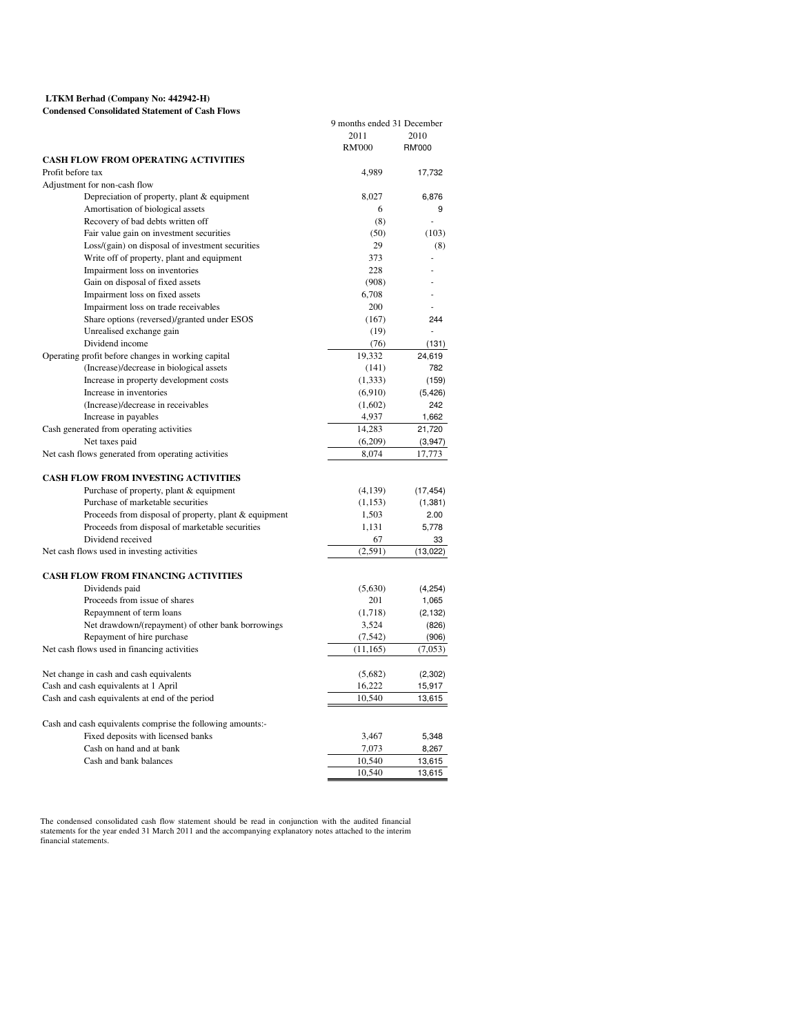**LTKM Berhad (Company No: 442942-H)**
**Condensed Consolidated Statement of Cash Flows**

| | 9 months ended 31 December | |
|---|---|---|
| | 2011 | 2010 |
| | RM'000 | RM'000 |
| **CASH FLOW FROM OPERATING ACTIVITIES** | | |
| Profit before tax | 4,989 | 17,732 |
| Adjustment for non-cash flow | | |
| Depreciation of property, plant & equipment | 8,027 | 6,876 |
| Amortisation of biological assets | 6 | 9 |
| Recovery of bad debts written off | (8) | - |
| Fair value gain on investment securities | (50) | (103) |
| Loss/(gain) on disposal of investment securities | 29 | (8) |
| Write off of property, plant and equipment | 373 | - |
| Impairment loss on inventories | 228 | - |
| Gain on disposal of fixed assets | (908) | - |
| Impairment loss on fixed assets | 6,708 | - |
| Impairment loss on trade receivables | 200 | - |
| Share options (reversed)/granted under ESOS | (167) | 244 |
| Unrealised exchange gain | (19) | - |
| Dividend income | (76) | (131) |
| Operating profit before changes in working capital | 19,332 | 24,619 |
| (Increase)/decrease in biological assets | (141) | 782 |
| Increase in property development costs | (1,333) | (159) |
| Increase in inventories | (6,910) | (5,426) |
| (Increase)/decrease in receivables | (1,602) | 242 |
| Increase in payables | 4,937 | 1,662 |
| Cash generated from operating activities | 14,283 | 21,720 |
| Net taxes paid | (6,209) | (3,947) |
| Net cash flows generated from operating activities | 8,074 | 17,773 |
| | | |
| **CASH FLOW FROM INVESTING ACTIVITIES** | | |
| Purchase of property, plant & equipment | (4,139) | (17,454) |
| Purchase of marketable securities | (1,153) | (1,381) |
| Proceeds from disposal of property, plant & equipment | 1,503 | 2.00 |
| Proceeds from disposal of marketable securities | 1,131 | 5,778 |
| Dividend received | 67 | 33 |
| Net cash flows used in investing activities | (2,591) | (13,022) |
| | | |
| **CASH FLOW FROM FINANCING ACTIVITIES** | | |
| Dividends paid | (5,630) | (4,254) |
| Proceeds from issue of shares | 201 | 1,065 |
| Repaymnent of term loans | (1,718) | (2,132) |
| Net drawdown/(repayment) of other bank borrowings | 3,524 | (826) |
| Repayment of hire purchase | (7,542) | (906) |
| Net cash flows used in financing activities | (11,165) | (7,053) |
| | | |
| Net change in cash and cash equivalents | (5,682) | (2,302) |
| Cash and cash equivalents at 1 April | 16,222 | 15,917 |
| Cash and cash equivalents at end of the period | 10,540 | 13,615 |
| | | |
| Cash and cash equivalents comprise the following amounts:- | | |
| Fixed deposits with licensed banks | 3,467 | 5,348 |
| Cash on hand and at bank | 7,073 | 8,267 |
| Cash and bank balances | 10,540 | 13,615 |
| | 10,540 | 13,615 |

The condensed consolidated cash flow statement should be read in conjunction with the audited financial statements for the year ended 31 March 2011 and the accompanying explanatory notes attached to the interim financial statements.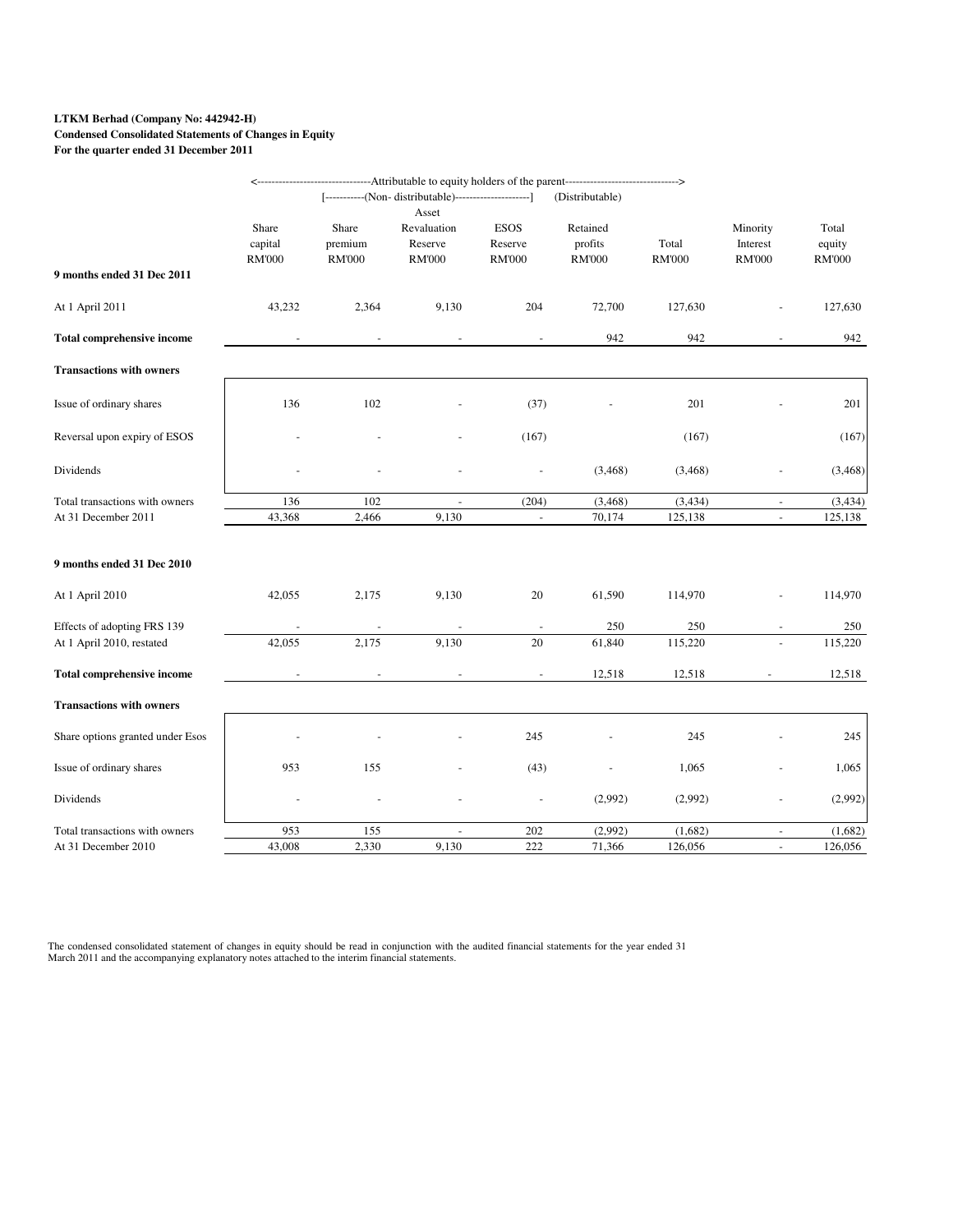**LTKM Berhad (Company No: 442942-H)**
**Condensed Consolidated Statements of Changes in Equity**
**For the quarter ended 31 December 2011**

| | <---Attributable to equity holders of the parent---> | | | | | | | |
|---|---|---|---|---|---|---|---|---|
| | [---(Non- distributable)---] | | | | (Distributable) | | | |
| | Share capital RM'000 | Share premium RM'000 | Asset Revaluation Reserve RM'000 | ESOS Reserve RM'000 | Retained profits RM'000 | Total RM'000 | Minority Interest RM'000 | Total equity RM'000 |
| **9 months ended 31 Dec 2011** | | | | | | | | |
| At 1 April 2011 | 43,232 | 2,364 | 9,130 | 204 | 72,700 | 127,630 | - | 127,630 |
| **Total comprehensive income** | - | - | - | - | 942 | 942 | - | 942 |
| **Transactions with owners** | | | | | | | | |
| Issue of ordinary shares | 136 | 102 | - | (37) | - | 201 | - | 201 |
| Reversal upon expiry of ESOS | - | - | - | (167) | | (167) | | (167) |
| Dividends | - | - | - | - | (3,468) | (3,468) | - | (3,468) |
| Total transactions with owners | 136 | 102 | - | (204) | (3,468) | (3,434) | - | (3,434) |
| At 31 December 2011 | 43,368 | 2,466 | 9,130 | - | 70,174 | 125,138 | - | 125,138 |
| **9 months ended 31 Dec 2010** | | | | | | | | |
| At 1 April 2010 | 42,055 | 2,175 | 9,130 | 20 | 61,590 | 114,970 | - | 114,970 |
| Effects of adopting FRS 139 | - | - | - | - | 250 | 250 | - | 250 |
| At 1 April 2010, restated | 42,055 | 2,175 | 9,130 | 20 | 61,840 | 115,220 | - | 115,220 |
| **Total comprehensive income** | - | - | - | - | 12,518 | 12,518 | - | 12,518 |
| **Transactions with owners** | | | | | | | | |
| Share options granted under Esos | - | - | - | 245 | - | 245 | - | 245 |
| Issue of ordinary shares | 953 | 155 | - | (43) | - | 1,065 | - | 1,065 |
| Dividends | - | - | - | - | (2,992) | (2,992) | - | (2,992) |
| Total transactions with owners | 953 | 155 | - | 202 | (2,992) | (1,682) | - | (1,682) |
| At 31 December 2010 | 43,008 | 2,330 | 9,130 | 222 | 71,366 | 126,056 | - | 126,056 |

The condensed consolidated statement of changes in equity should be read in conjunction with the audited financial statements for the year ended 31 March 2011 and the accompanying explanatory notes attached to the interim financial statements.